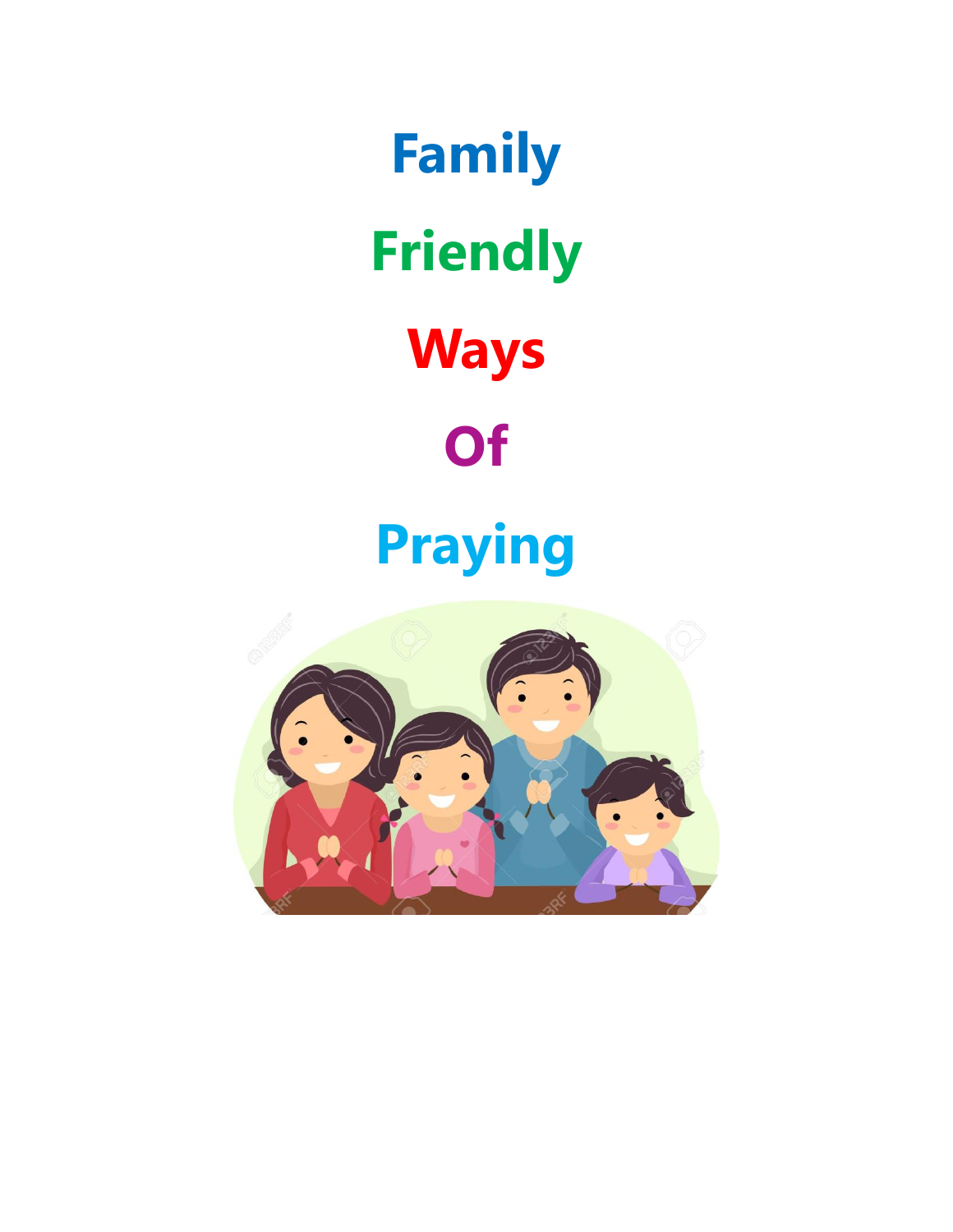# Family

# Friendly

# Ways

# Of

# Praying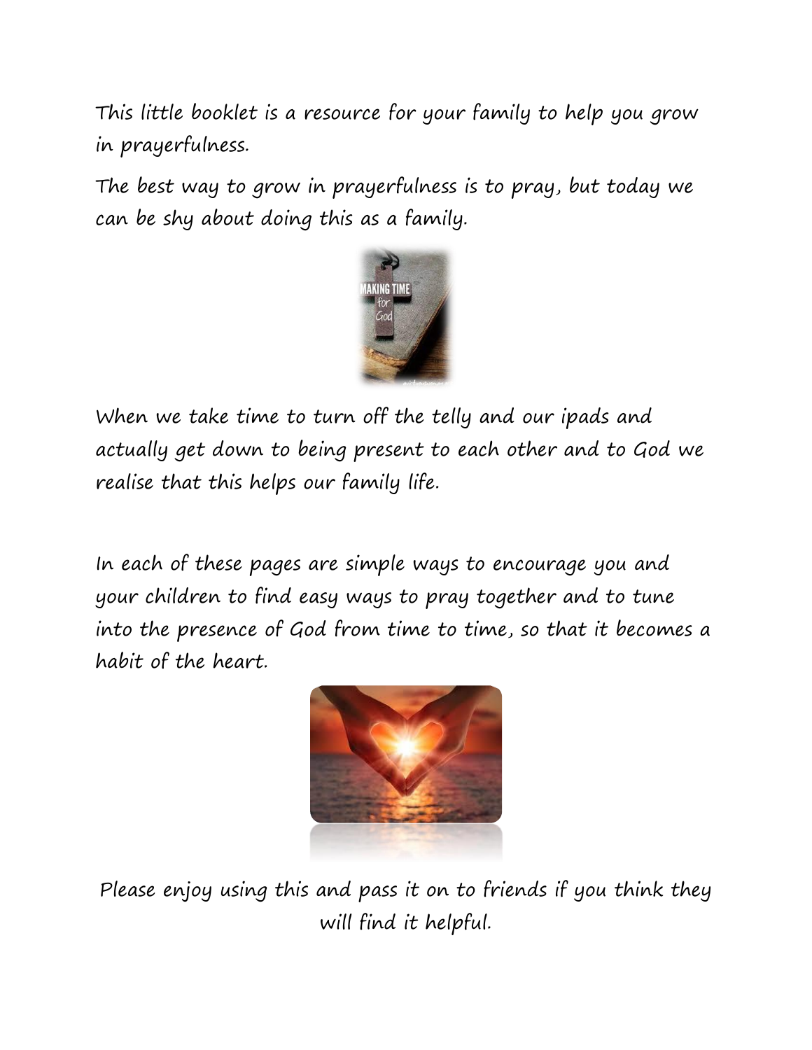This little booklet is a resource for your family to help you grow in prayerfulness.

The best way to grow in prayerfulness is to pray, but today we can be shy about doing this as a family.

When we take time to turn off the telly and our ipads and actually get down to being present to each other and to God we realise that this helps our family life.

In each of these pages are simple ways to encourage you and your children to find easy ways to pray together and to tune into the presence of God from time to time, so that it becomes a habit of the heart.

Please enjoy using this and pass it on to friends if you think they will find it helpful.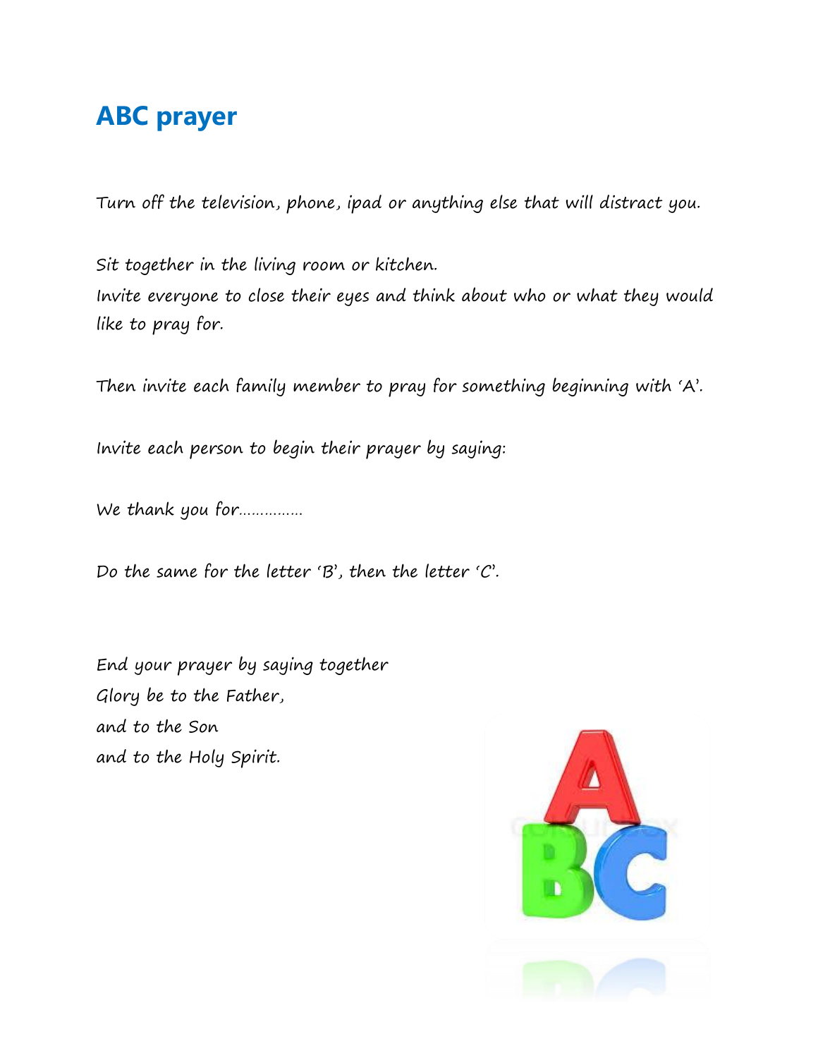## ABC prayer

Turn off the television, phone, ipad or anything else that will distract you.

Sit together in the living room or kitchen.
Invite everyone to close their eyes and think about who or what they would like to pray for.

Then invite each family member to pray for something beginning with 'A'.

Invite each person to begin their prayer by saying:

We thank you for…………..

Do the same for the letter 'B', then the letter 'C'.

End your prayer by saying together
Glory be to the Father,
and to the Son
and to the Holy Spirit.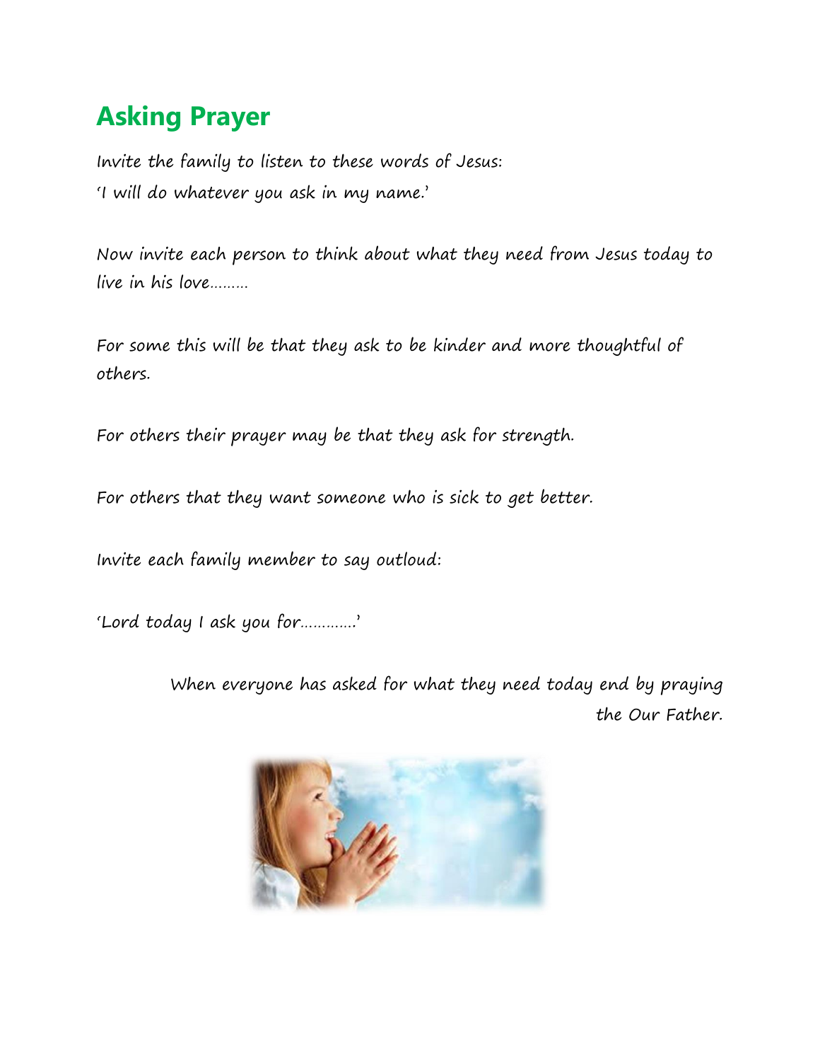## Asking Prayer

Invite the family to listen to these words of Jesus:
'I will do whatever you ask in my name.'

Now invite each person to think about what they need from Jesus today to live in his love………

For some this will be that they ask to be kinder and more thoughtful of others.

For others their prayer may be that they ask for strength.

For others that they want someone who is sick to get better.

Invite each family member to say outloud:

'Lord today I ask you for…………'

When everyone has asked for what they need today end by praying the Our Father.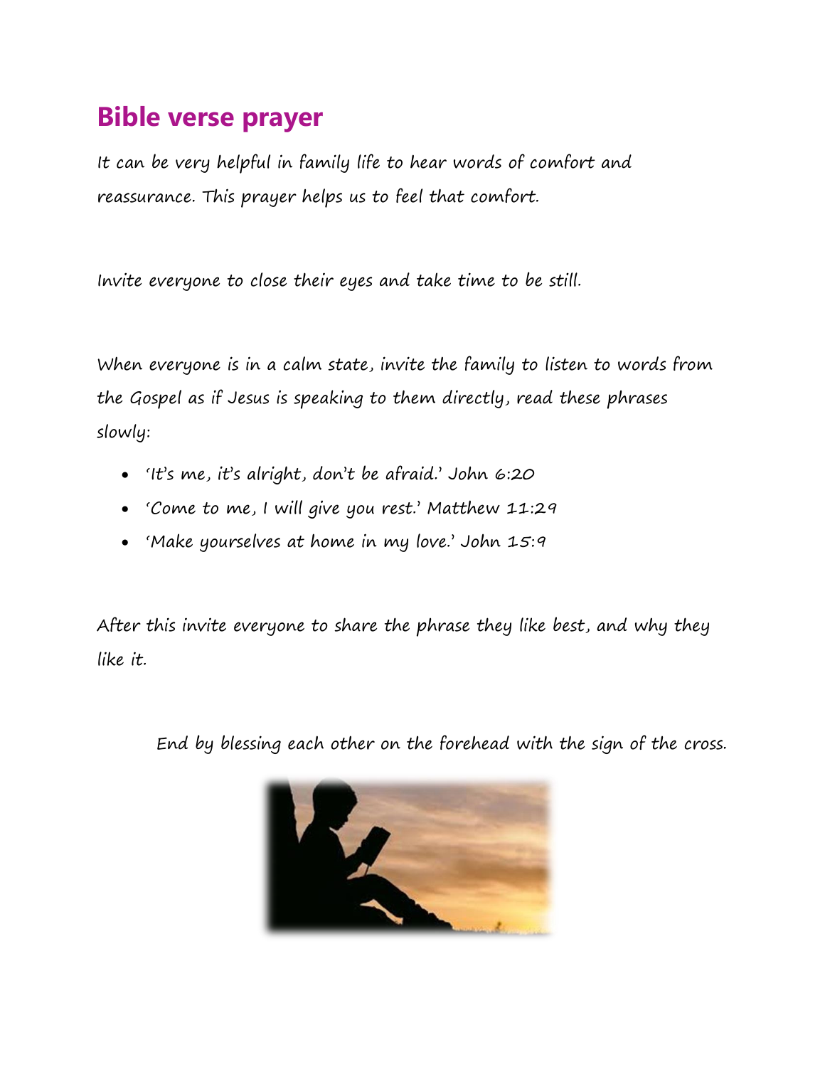# Bible verse prayer

It can be very helpful in family life to hear words of comfort and reassurance. This prayer helps us to feel that comfort.

Invite everyone to close their eyes and take time to be still.

When everyone is in a calm state, invite the family to listen to words from the Gospel as if Jesus is speaking to them directly, read these phrases slowly:

- 'It's me, it's alright, don't be afraid.' John 6:20
- 'Come to me, I will give you rest.' Matthew 11:29
- 'Make yourselves at home in my love.' John 15:9

After this invite everyone to share the phrase they like best, and why they like it.

End by blessing each other on the forehead with the sign of the cross.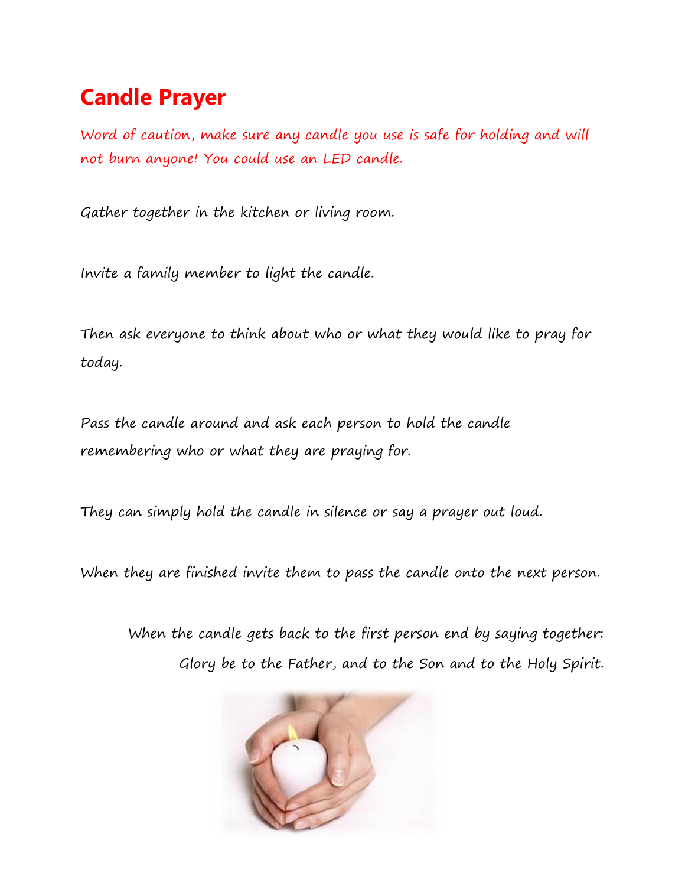# Candle Prayer

*Word of caution, make sure any candle you use is safe for holding and will not burn anyone! You could use an LED candle.*

Gather together in the kitchen or living room.

Invite a family member to light the candle.

Then ask everyone to think about who or what they would like to pray for today.

Pass the candle around and ask each person to hold the candle remembering who or what they are praying for.

They can simply hold the candle in silence or say a prayer out loud.

When they are finished invite them to pass the candle onto the next person.

When the candle gets back to the first person end by saying together:
Glory be to the Father, and to the Son and to the Holy Spirit.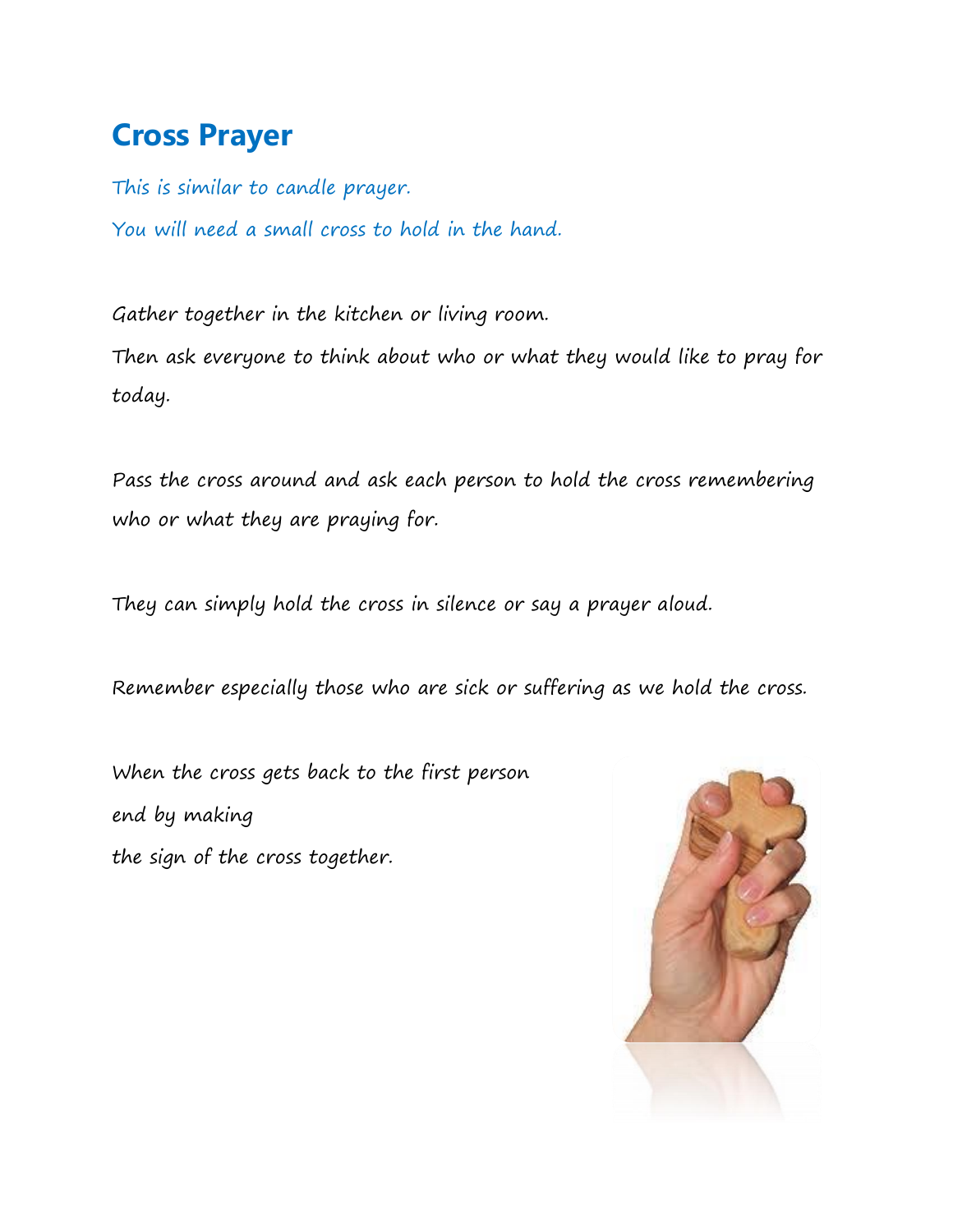# Cross Prayer

*This is similar to candle prayer.*

*You will need a small cross to hold in the hand.*

Gather together in the kitchen or living room.

Then ask everyone to think about who or what they would like to pray for today.

Pass the cross around and ask each person to hold the cross remembering who or what they are praying for.

They can simply hold the cross in silence or say a prayer aloud.

Remember especially those who are sick or suffering as we hold the cross.

When the cross gets back to the first person
end by making
the sign of the cross together.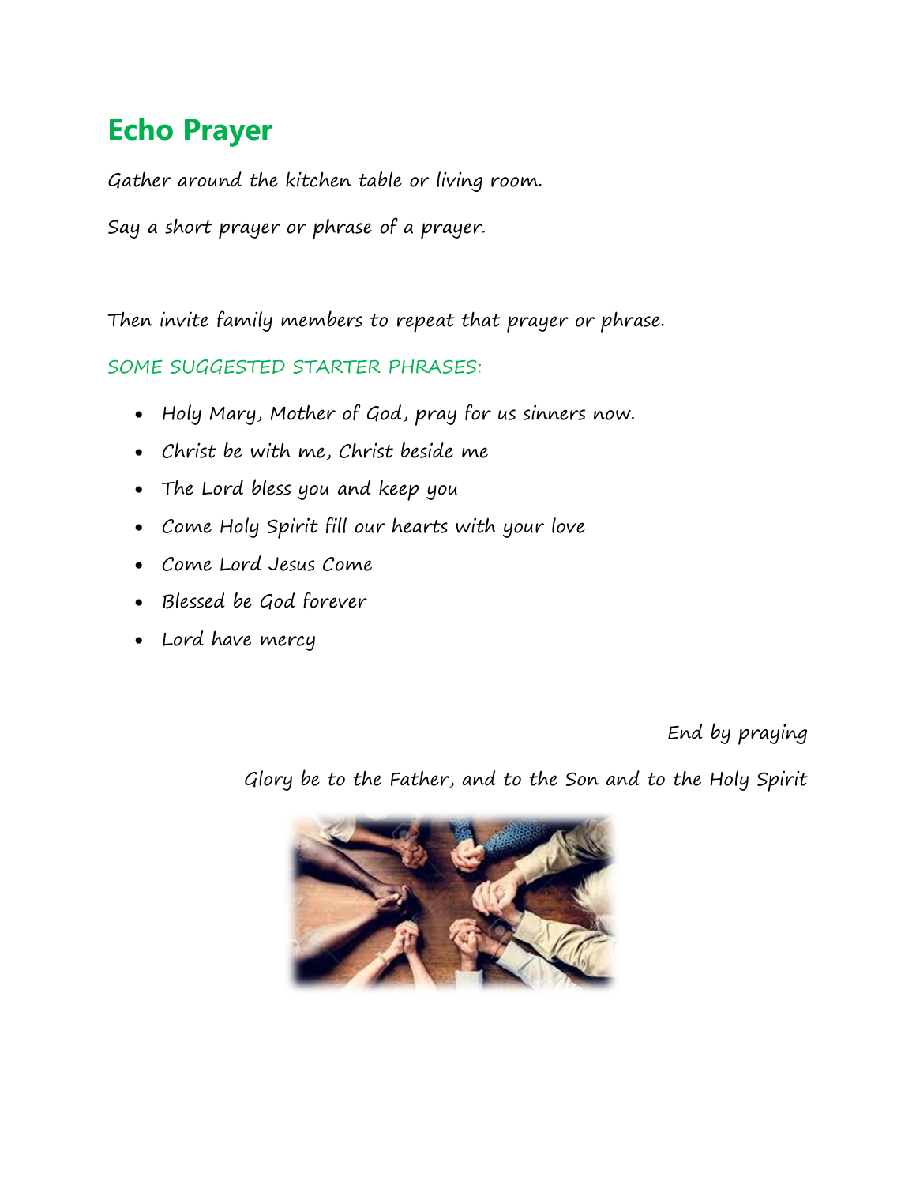## Echo Prayer

Gather around the kitchen table or living room.

Say a short prayer or phrase of a prayer.

Then invite family members to repeat that prayer or phrase.

SOME SUGGESTED STARTER PHRASES:

- Holy Mary, Mother of God, pray for us sinners now.
- Christ be with me, Christ beside me
- The Lord bless you and keep you
- Come Holy Spirit fill our hearts with your love
- Come Lord Jesus Come
- Blessed be God forever
- Lord have mercy

End by praying

Glory be to the Father, and to the Son and to the Holy Spirit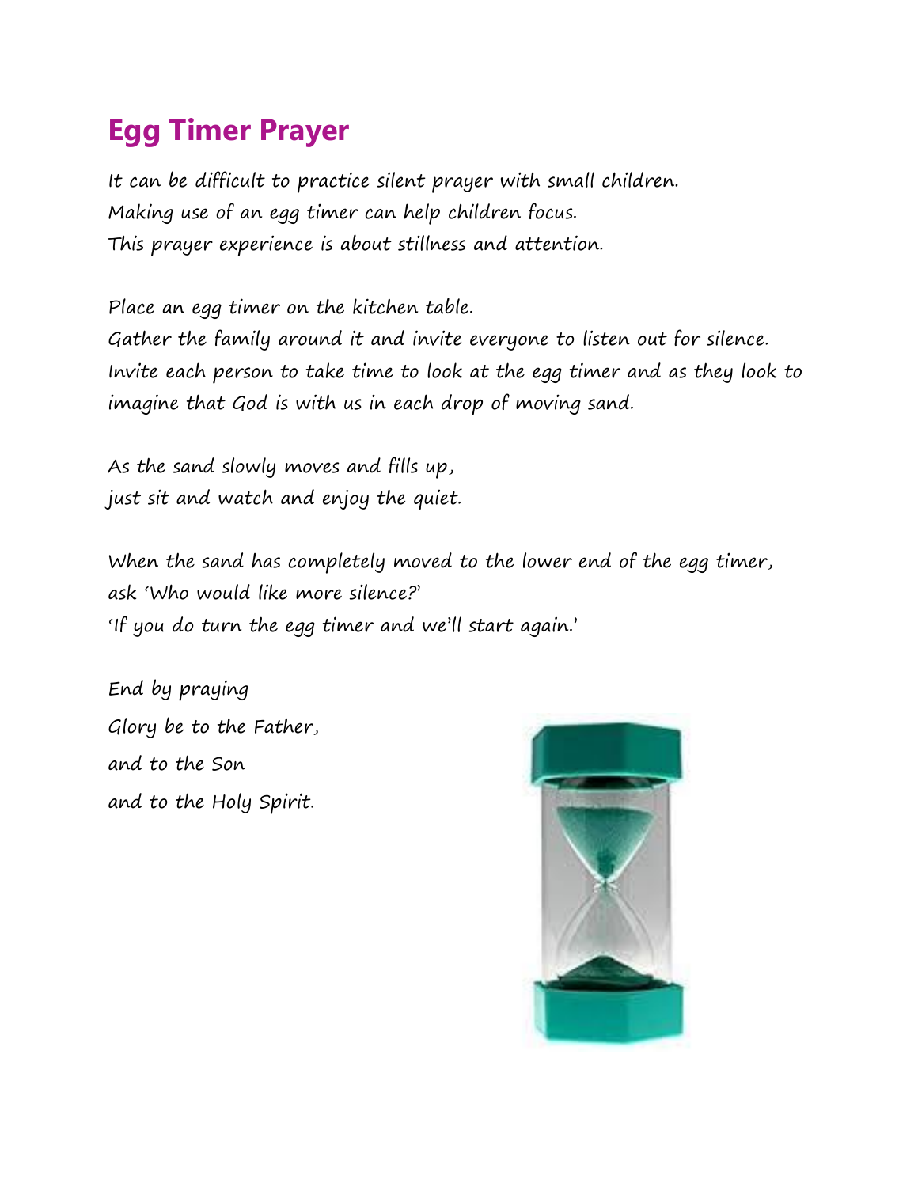# Egg Timer Prayer

*It can be difficult to practice silent prayer with small children.*
*Making use of an egg timer can help children focus.*
*This prayer experience is about stillness and attention.*

*Place an egg timer on the kitchen table.*
*Gather the family around it and invite everyone to listen out for silence.*
*Invite each person to take time to look at the egg timer and as they look to imagine that God is with us in each drop of moving sand.*

*As the sand slowly moves and fills up,*
*just sit and watch and enjoy the quiet.*

*When the sand has completely moved to the lower end of the egg timer, ask 'Who would like more silence?'*
*'If you do turn the egg timer and we'll start again.'*

*End by praying*
*Glory be to the Father,*
*and to the Son*
*and to the Holy Spirit.*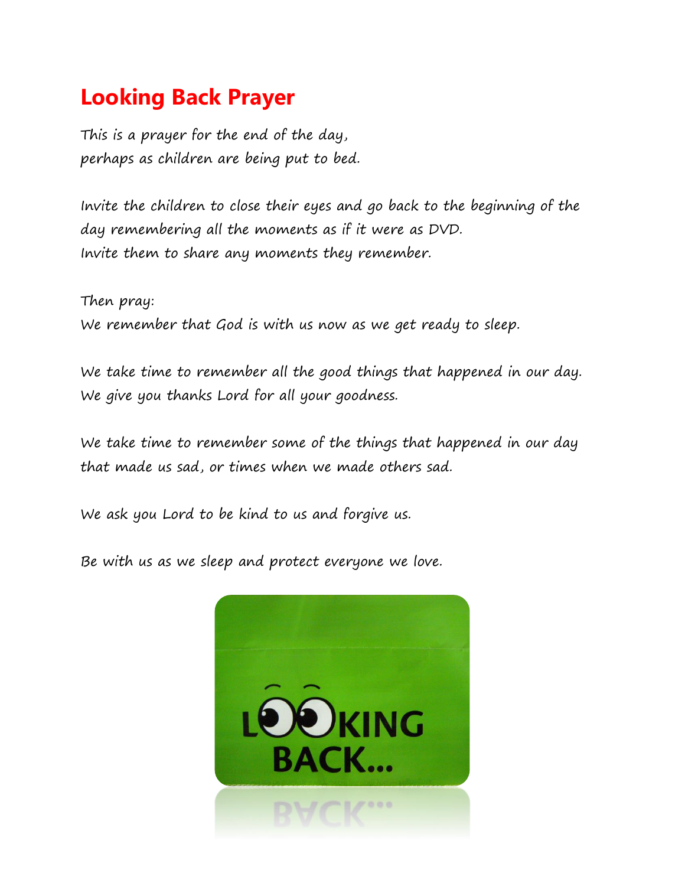# Looking Back Prayer

This is a prayer for the end of the day,
perhaps as children are being put to bed.

Invite the children to close their eyes and go back to the beginning of the day remembering all the moments as if it were as DVD.
Invite them to share any moments they remember.

Then pray:
We remember that God is with us now as we get ready to sleep.

We take time to remember all the good things that happened in our day.
We give you thanks Lord for all your goodness.

We take time to remember some of the things that happened in our day that made us sad, or times when we made others sad.

We ask you Lord to be kind to us and forgive us.

Be with us as we sleep and protect everyone we love.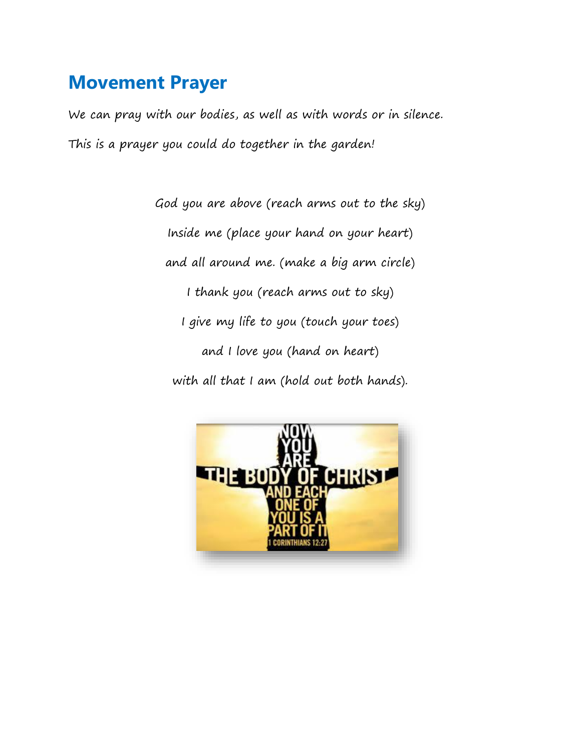## Movement Prayer

We can pray with our bodies, as well as with words or in silence.

This is a prayer you could do together in the garden!

God you are above (reach arms out to the sky)

Inside me (place your hand on your heart)

and all around me. (make a big arm circle)

I thank you (reach arms out to sky)

I give my life to you (touch your toes)

and I love you (hand on heart)

with all that I am (hold out both hands).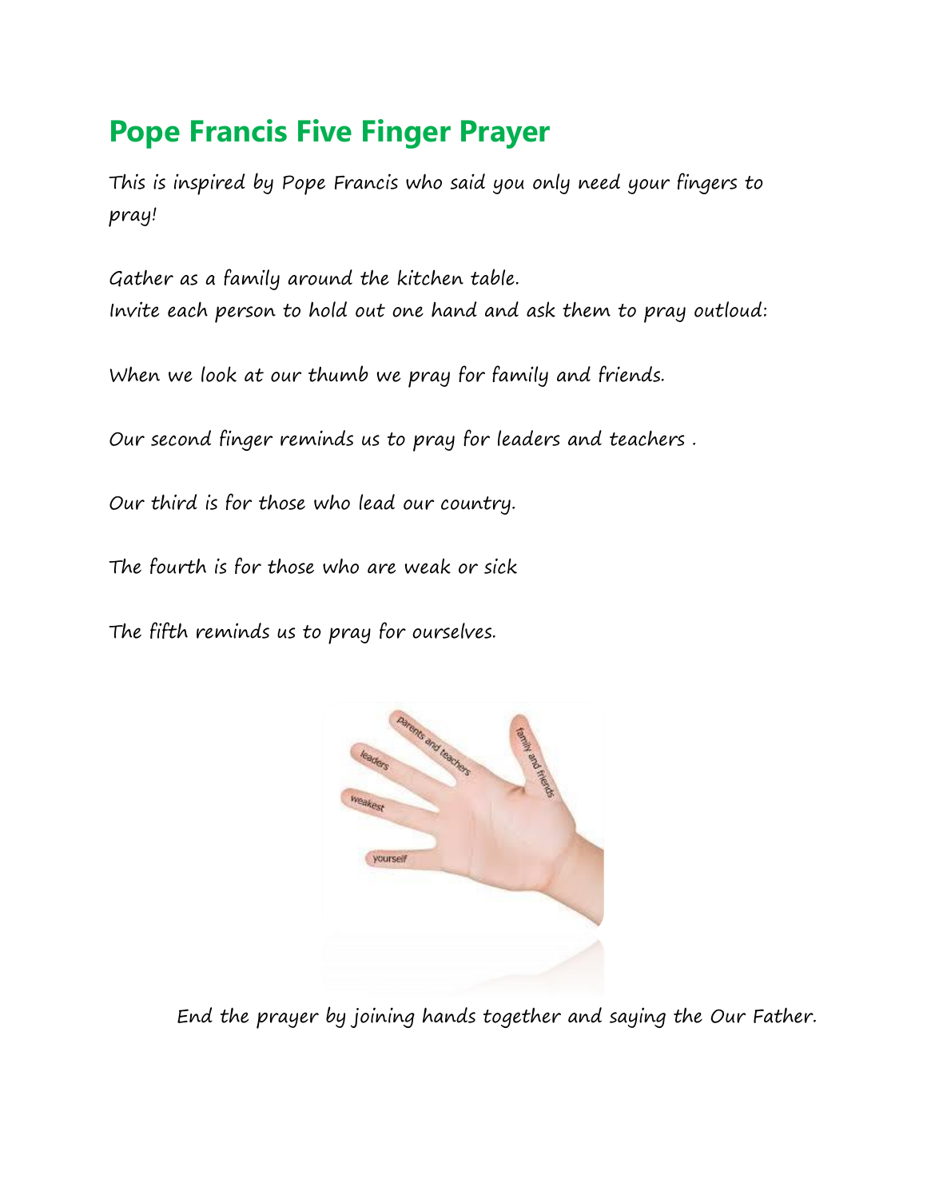# Pope Francis Five Finger Prayer

This is inspired by Pope Francis who said you only need your fingers to pray!

Gather as a family around the kitchen table.
Invite each person to hold out one hand and ask them to pray outloud:

When we look at our thumb we pray for family and friends.

Our second finger reminds us to pray for leaders and teachers .

Our third is for those who lead our country.

The fourth is for those who are weak or sick

The fifth reminds us to pray for ourselves.

family and friends

Parents and teachers

leaders

weakest

yourself

End the prayer by joining hands together and saying the Our Father.